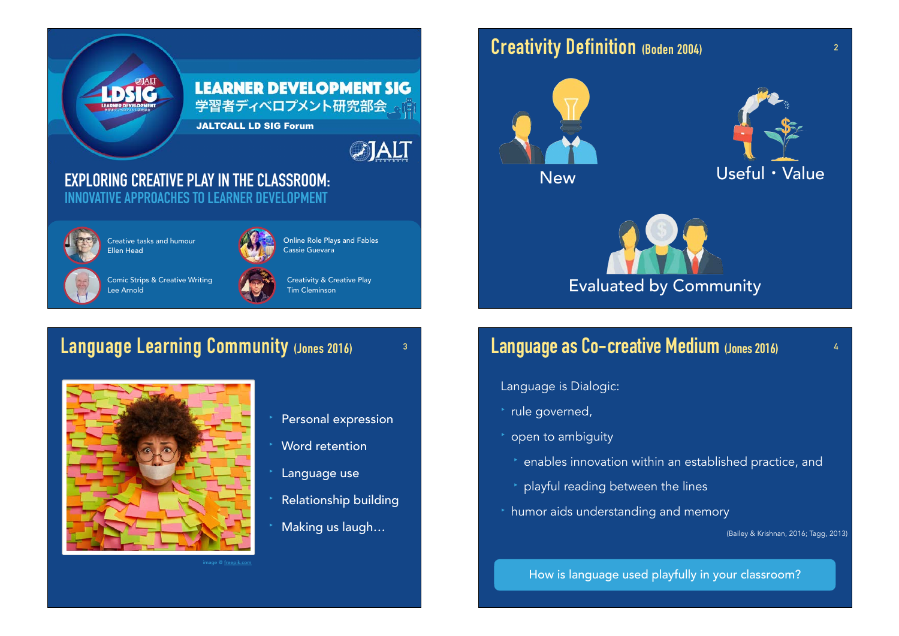# LEARNER DEVELOPMENT SIG

学習者ディベロプメント研究部会

JALTCALL LD SIG Forum

JALT

## EXPLORING CREATIVE PLAY IN THE CLASSROOM:

## INNOVATIVE APPROACHES TO LEARNER DEVELOPMENT

- Creative tasks and humour — Ellen Head
- Online Role Plays and Fables — Cassie Guevara
- Comic Strips & Creative Writing — Lee Arnold
- Creativity & Creative Play — Tim Cleminson

## Creativity Definition (Boden 2004)

- New
- Useful・Value
- Evaluated by Community

## Language Learning Community (Jones 2016)

- Personal expression
- Word retention
- Language use
- Relationship building
- Making us laugh…

image @ freepik.com

## Language as Co-creative Medium (Jones 2016)

Language is Dialogic:

- rule governed,
- open to ambiguity
  - enables innovation within an established practice, and
  - playful reading between the lines
- humor aids understanding and memory

(Bailey & Krishnan, 2016; Tagg, 2013)

How is language used playfully in your classroom?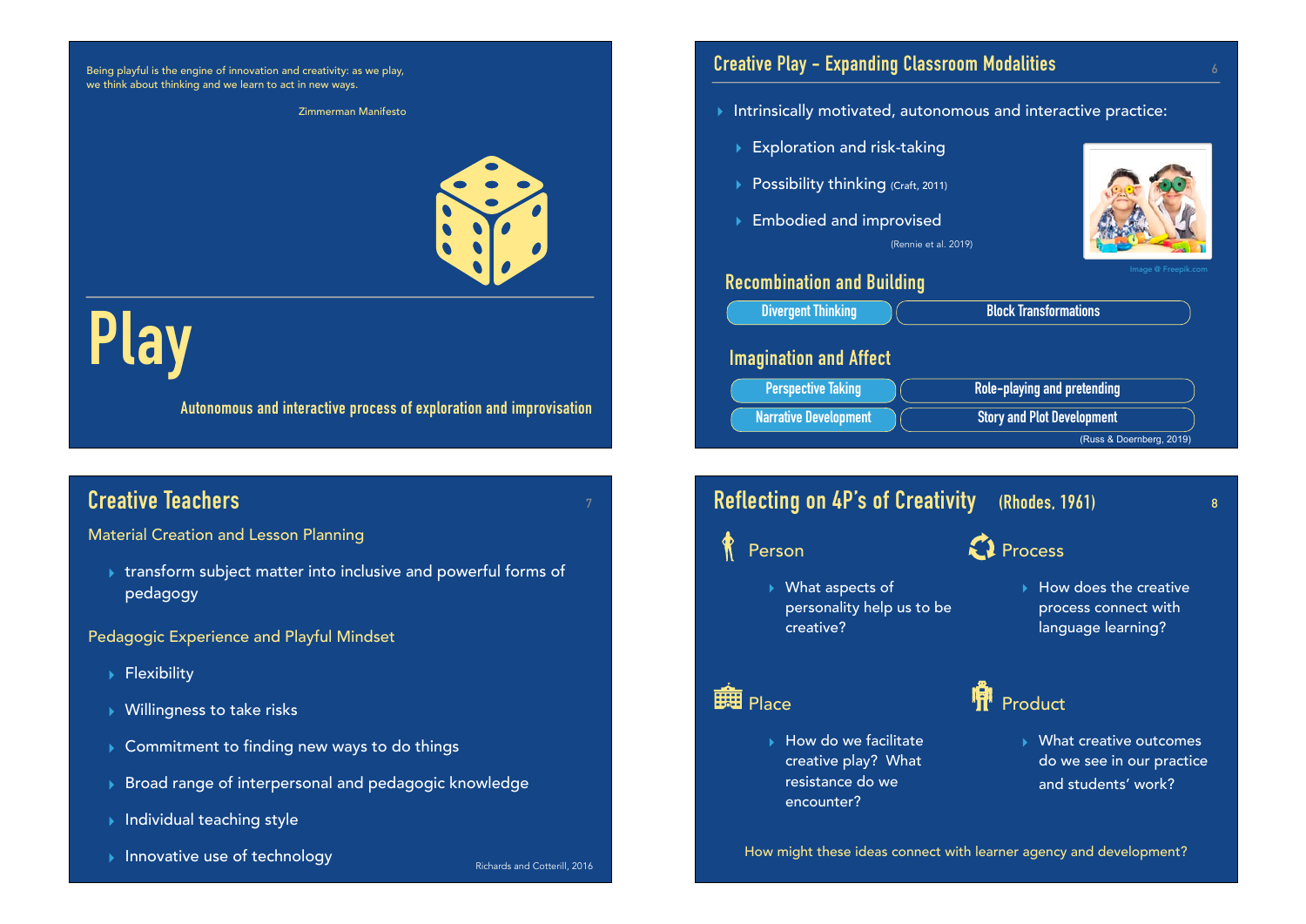Being playful is the engine of innovation and creativity: as we play, we think about thinking and we learn to act in new ways.

Zimmerman Manifesto

# Play

Autonomous and interactive process of exploration and improvisation

## Creative Play - Expanding Classroom Modalities

- Intrinsically motivated, autonomous and interactive practice:
  - Exploration and risk-taking
  - Possibility thinking (Craft, 2011)
  - Embodied and improvised

(Rennie et al. 2019)

Image @ Freepik.com

### Recombination and Building

| Divergent Thinking | Block Transformations |
|---|---|

### Imagination and Affect

| Perspective Taking | Role-playing and pretending |
|---|---|
| Narrative Development | Story and Plot Development |

(Russ & Doernberg, 2019)

## Creative Teachers

Material Creation and Lesson Planning

- transform subject matter into inclusive and powerful forms of pedagogy

Pedagogic Experience and Playful Mindset

- Flexibility
- Willingness to take risks
- Commitment to finding new ways to do things
- Broad range of interpersonal and pedagogic knowledge
- Individual teaching style
- Innovative use of technology

Richards and Cotterill, 2016

## Reflecting on 4P's of Creativity (Rhodes, 1961)

Person

- What aspects of personality help us to be creative?

Process

- How does the creative process connect with language learning?

Place

- How do we facilitate creative play? What resistance do we encounter?

Product

- What creative outcomes do we see in our practice and students' work?

How might these ideas connect with learner agency and development?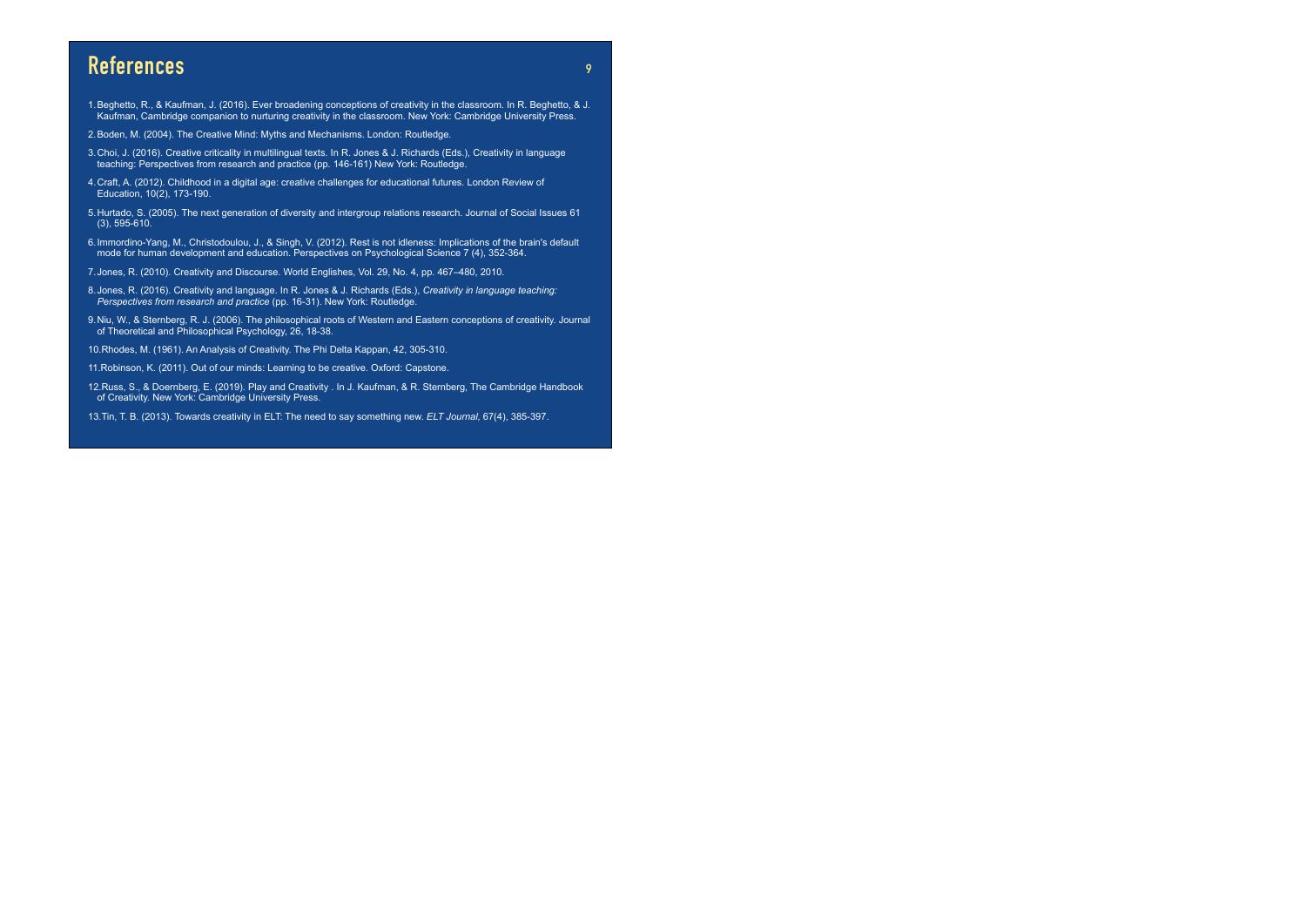# References

1. Beghetto, R., & Kaufman, J. (2016). Ever broadening conceptions of creativity in the classroom. In R. Beghetto, & J. Kaufman, Cambridge companion to nurturing creativity in the classroom. New York: Cambridge University Press.
2. Boden, M. (2004). The Creative Mind: Myths and Mechanisms. London: Routledge.
3. Choi, J. (2016). Creative criticality in multilingual texts. In R. Jones & J. Richards (Eds.), Creativity in language teaching: Perspectives from research and practice (pp. 146-161) New York: Routledge.
4. Craft, A. (2012). Childhood in a digital age: creative challenges for educational futures. London Review of Education, 10(2), 173-190.
5. Hurtado, S. (2005). The next generation of diversity and intergroup relations research. Journal of Social Issues 61 (3), 595-610.
6. Immordino-Yang, M., Christodoulou, J., & Singh, V. (2012). Rest is not idleness: Implications of the brain's default mode for human development and education. Perspectives on Psychological Science 7 (4), 352-364.
7. Jones, R. (2010). Creativity and Discourse. World Englishes, Vol. 29, No. 4, pp. 467–480, 2010.
8. Jones, R. (2016). Creativity and language. In R. Jones & J. Richards (Eds.), *Creativity in language teaching: Perspectives from research and practice* (pp. 16-31). New York: Routledge.
9. Niu, W., & Sternberg, R. J. (2006). The philosophical roots of Western and Eastern conceptions of creativity. Journal of Theoretical and Philosophical Psychology, 26, 18-38.
10. Rhodes, M. (1961). An Analysis of Creativity. The Phi Delta Kappan, 42, 305-310.
11. Robinson, K. (2011). Out of our minds: Learning to be creative. Oxford: Capstone.
12. Russ, S., & Doernberg, E. (2019). Play and Creativity . In J. Kaufman, & R. Sternberg, The Cambridge Handbook of Creativity. New York: Cambridge University Press.
13. Tin, T. B. (2013). Towards creativity in ELT: The need to say something new. *ELT Journal*, 67(4), 385-397.